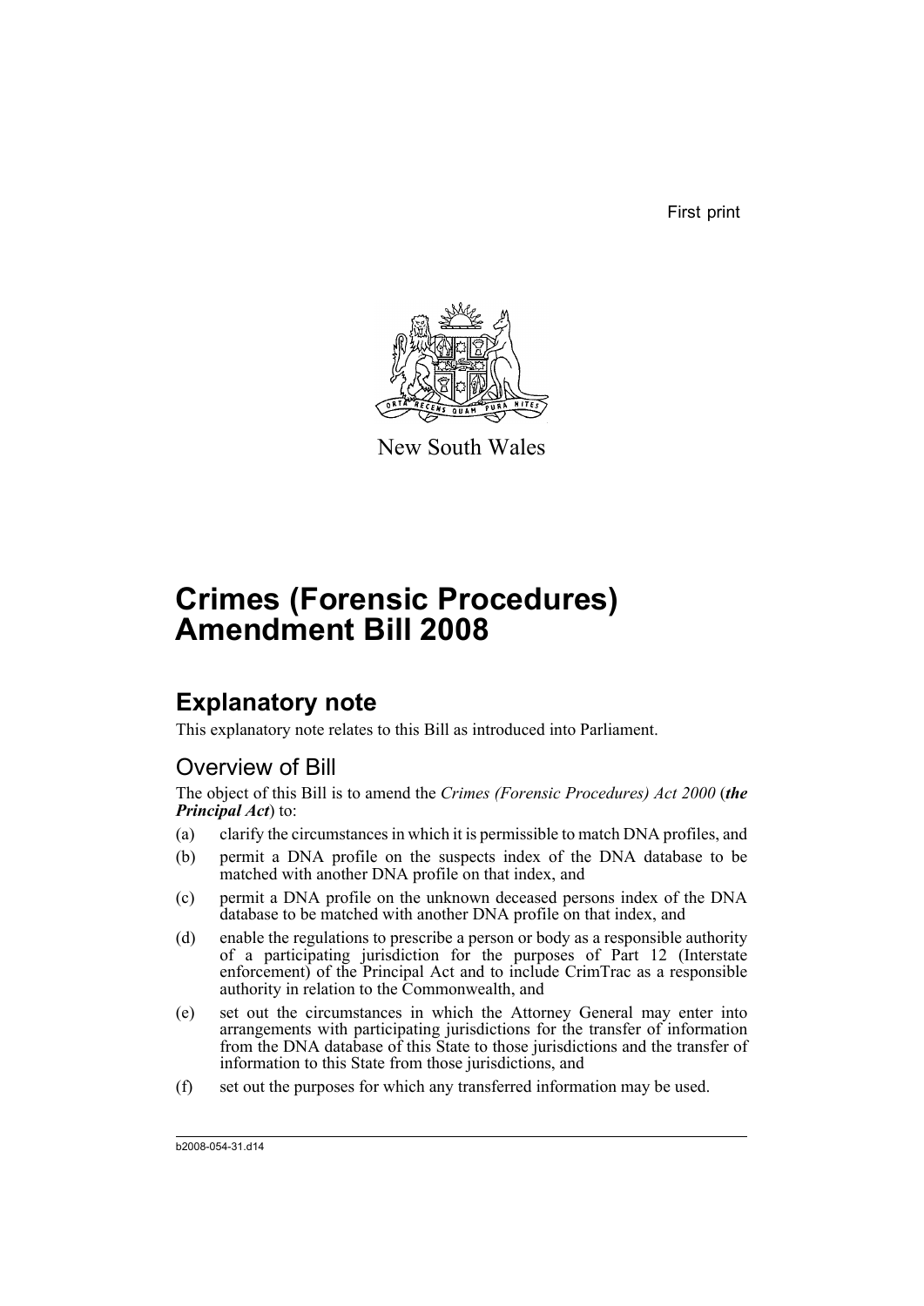First print

New South Wales

# Crimes (Forensic Procedures) Amendment Bill 2008

## Explanatory note

This explanatory note relates to this Bill as introduced into Parliament.

### Overview of Bill

The object of this Bill is to amend the *Crimes (Forensic Procedures) Act 2000* (***the Principal Act***) to:

(a) clarify the circumstances in which it is permissible to match DNA profiles, and

(b) permit a DNA profile on the suspects index of the DNA database to be matched with another DNA profile on that index, and

(c) permit a DNA profile on the unknown deceased persons index of the DNA database to be matched with another DNA profile on that index, and

(d) enable the regulations to prescribe a person or body as a responsible authority of a participating jurisdiction for the purposes of Part 12 (Interstate enforcement) of the Principal Act and to include CrimTrac as a responsible authority in relation to the Commonwealth, and

(e) set out the circumstances in which the Attorney General may enter into arrangements with participating jurisdictions for the transfer of information from the DNA database of this State to those jurisdictions and the transfer of information to this State from those jurisdictions, and

(f) set out the purposes for which any transferred information may be used.

b2008-054-31.d14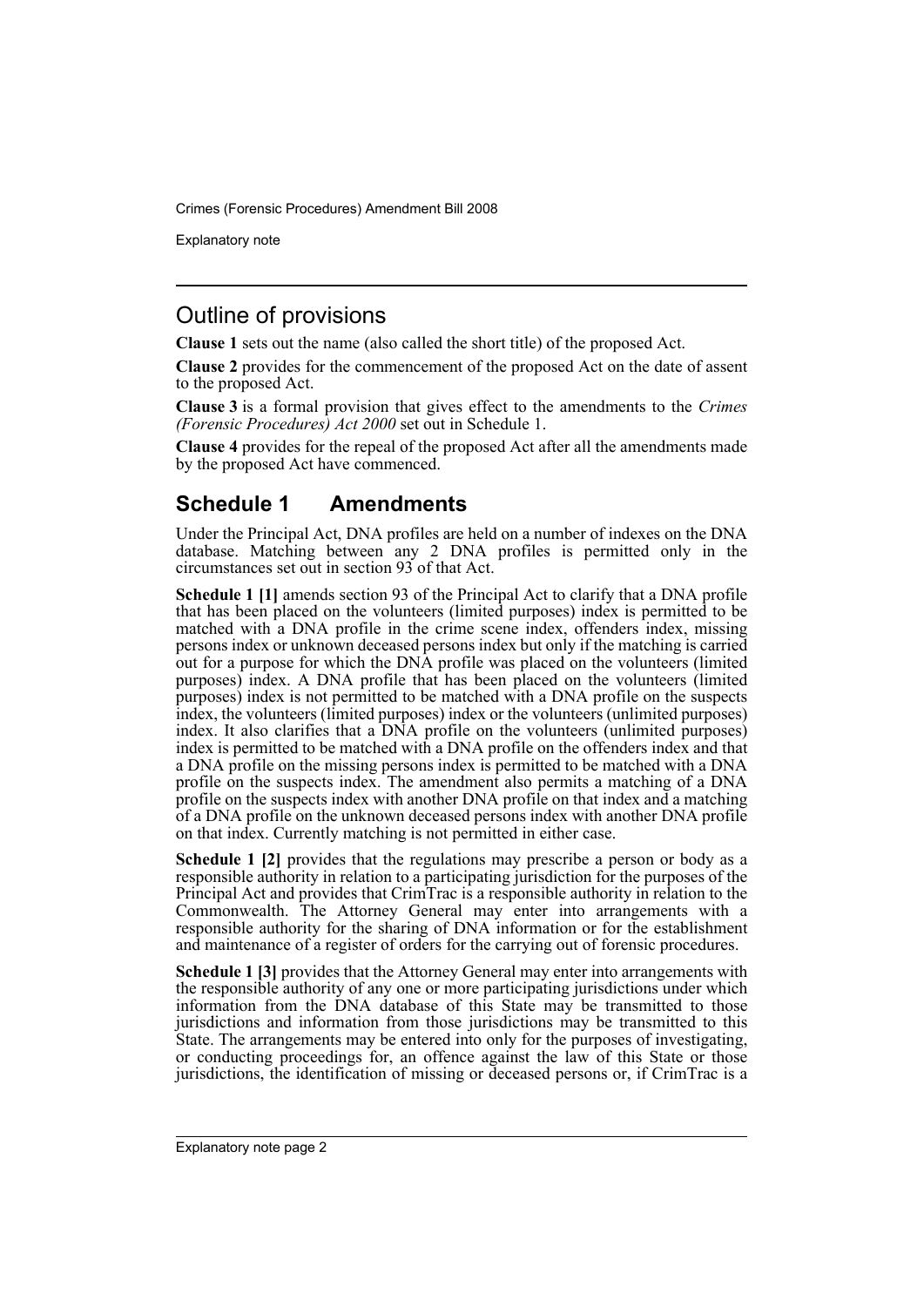## Outline of provisions

**Clause 1** sets out the name (also called the short title) of the proposed Act.

**Clause 2** provides for the commencement of the proposed Act on the date of assent to the proposed Act.

**Clause 3** is a formal provision that gives effect to the amendments to the *Crimes (Forensic Procedures) Act 2000* set out in Schedule 1.

**Clause 4** provides for the repeal of the proposed Act after all the amendments made by the proposed Act have commenced.

## Schedule 1 Amendments

Under the Principal Act, DNA profiles are held on a number of indexes on the DNA database. Matching between any 2 DNA profiles is permitted only in the circumstances set out in section 93 of that Act.

**Schedule 1 [1]** amends section 93 of the Principal Act to clarify that a DNA profile that has been placed on the volunteers (limited purposes) index is permitted to be matched with a DNA profile in the crime scene index, offenders index, missing persons index or unknown deceased persons index but only if the matching is carried out for a purpose for which the DNA profile was placed on the volunteers (limited purposes) index. A DNA profile that has been placed on the volunteers (limited purposes) index is not permitted to be matched with a DNA profile on the suspects index, the volunteers (limited purposes) index or the volunteers (unlimited purposes) index. It also clarifies that a DNA profile on the volunteers (unlimited purposes) index is permitted to be matched with a DNA profile on the offenders index and that a DNA profile on the missing persons index is permitted to be matched with a DNA profile on the suspects index. The amendment also permits a matching of a DNA profile on the suspects index with another DNA profile on that index and a matching of a DNA profile on the unknown deceased persons index with another DNA profile on that index. Currently matching is not permitted in either case.

**Schedule 1 [2]** provides that the regulations may prescribe a person or body as a responsible authority in relation to a participating jurisdiction for the purposes of the Principal Act and provides that CrimTrac is a responsible authority in relation to the Commonwealth. The Attorney General may enter into arrangements with a responsible authority for the sharing of DNA information or for the establishment and maintenance of a register of orders for the carrying out of forensic procedures.

**Schedule 1 [3]** provides that the Attorney General may enter into arrangements with the responsible authority of any one or more participating jurisdictions under which information from the DNA database of this State may be transmitted to those jurisdictions and information from those jurisdictions may be transmitted to this State. The arrangements may be entered into only for the purposes of investigating, or conducting proceedings for, an offence against the law of this State or those jurisdictions, the identification of missing or deceased persons or, if CrimTrac is a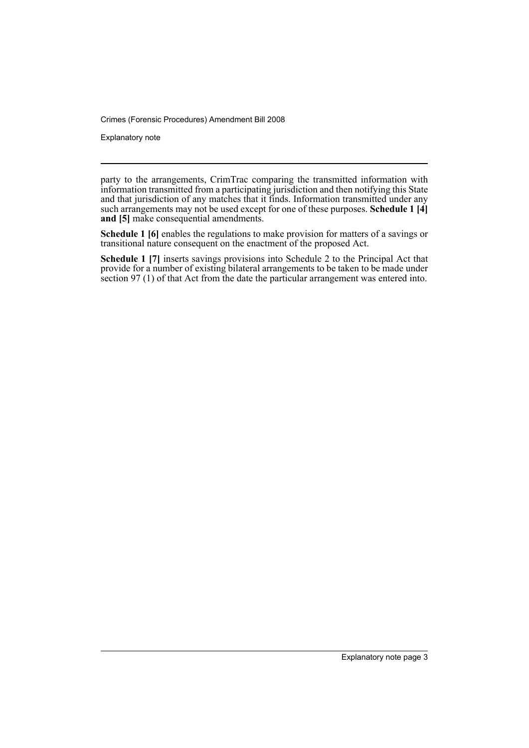party to the arrangements, CrimTrac comparing the transmitted information with information transmitted from a participating jurisdiction and then notifying this State and that jurisdiction of any matches that it finds. Information transmitted under any such arrangements may not be used except for one of these purposes. **Schedule 1 [4] and [5]** make consequential amendments.

**Schedule 1 [6]** enables the regulations to make provision for matters of a savings or transitional nature consequent on the enactment of the proposed Act.

**Schedule 1 [7]** inserts savings provisions into Schedule 2 to the Principal Act that provide for a number of existing bilateral arrangements to be taken to be made under section 97 (1) of that Act from the date the particular arrangement was entered into.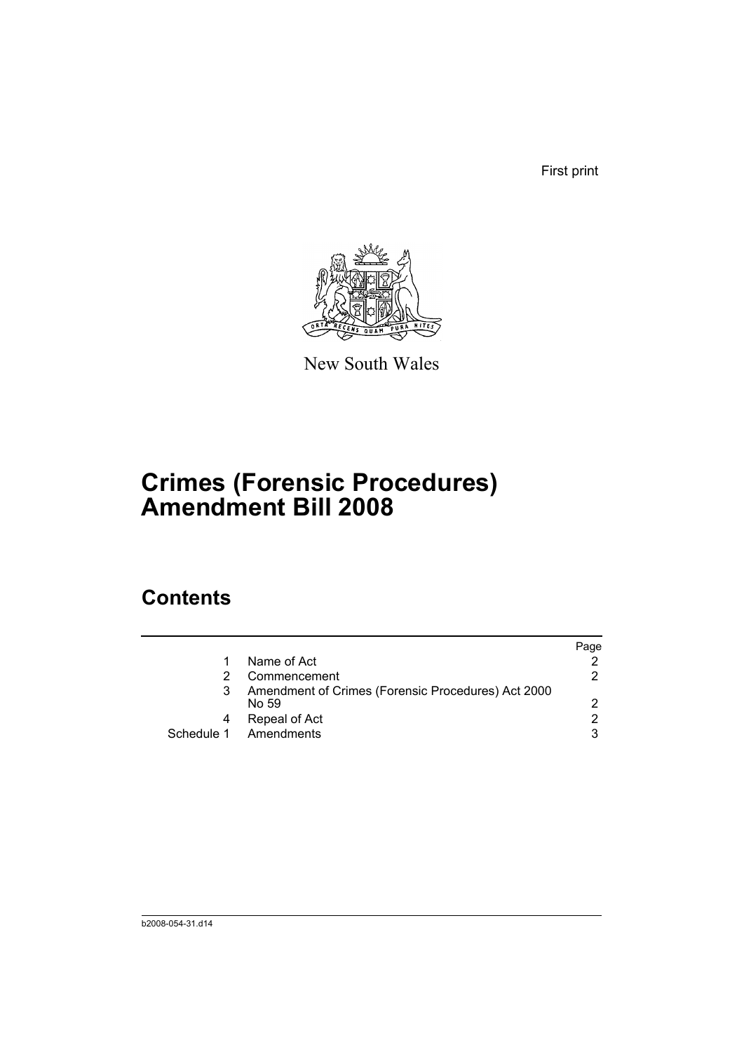First print

New South Wales

# Crimes (Forensic Procedures) Amendment Bill 2008

## Contents

| | | Page |
|---|---|---|
| 1 | Name of Act | 2 |
| 2 | Commencement | 2 |
| 3 | Amendment of Crimes (Forensic Procedures) Act 2000 No 59 | 2 |
| 4 | Repeal of Act | 2 |
| Schedule 1 | Amendments | 3 |

b2008-054-31.d14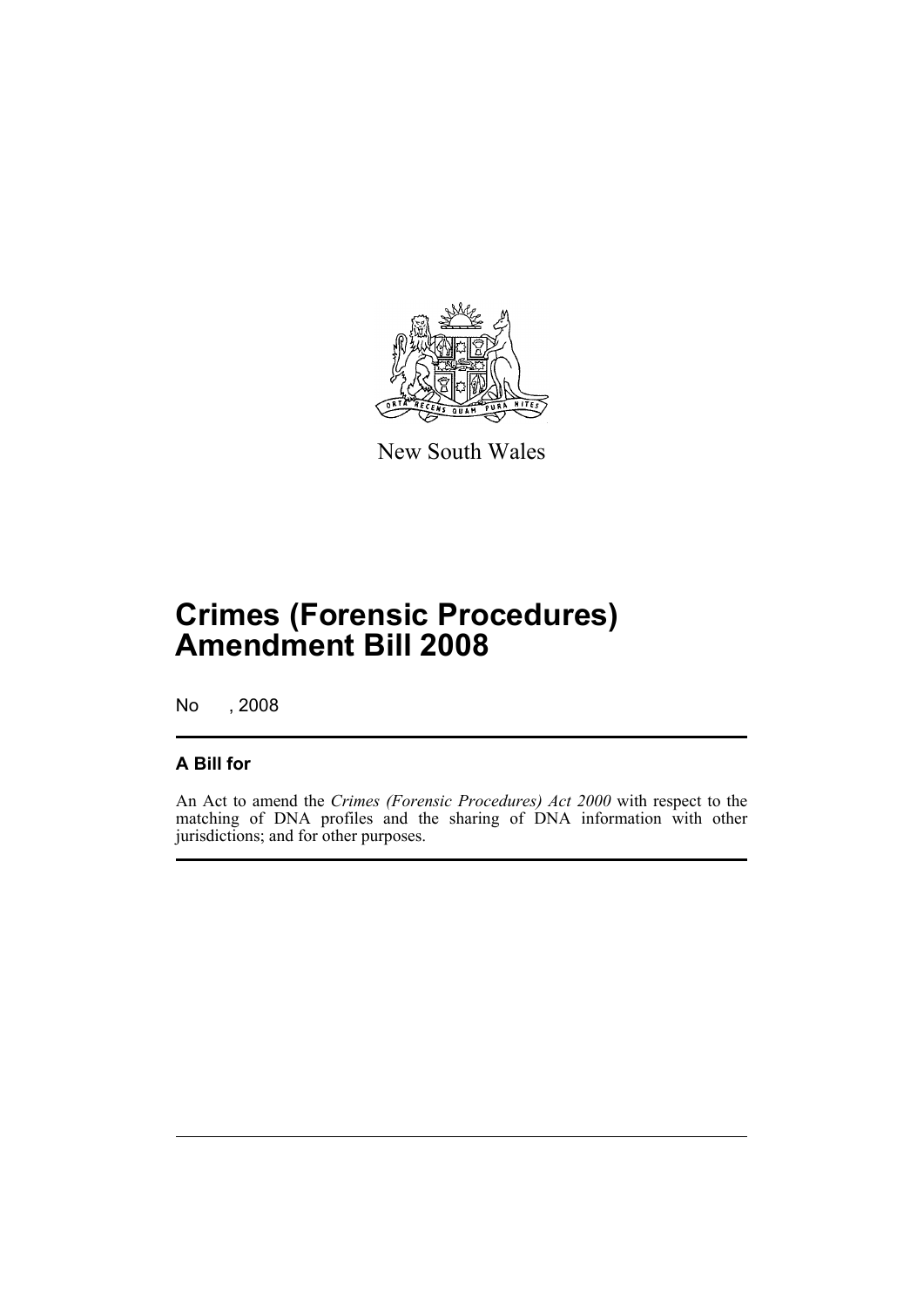New South Wales

# Crimes (Forensic Procedures) Amendment Bill 2008

No , 2008

## A Bill for

An Act to amend the *Crimes (Forensic Procedures) Act 2000* with respect to the matching of DNA profiles and the sharing of DNA information with other jurisdictions; and for other purposes.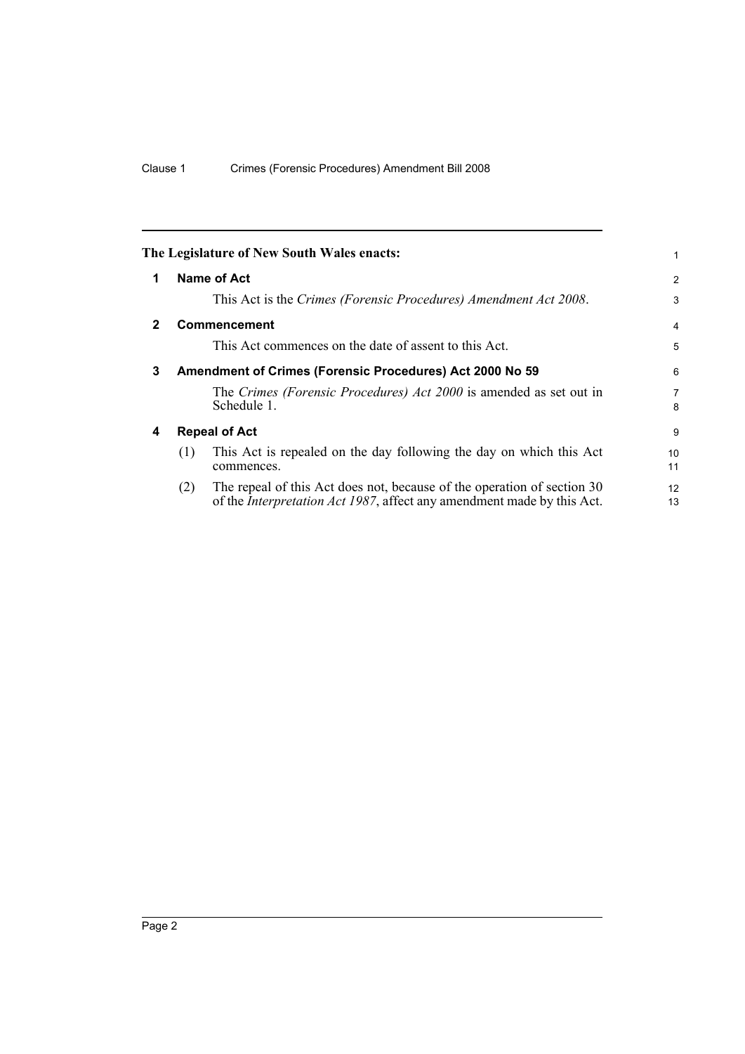**The Legislature of New South Wales enacts:**

## 1 Name of Act

This Act is the *Crimes (Forensic Procedures) Amendment Act 2008*.

## 2 Commencement

This Act commences on the date of assent to this Act.

## 3 Amendment of Crimes (Forensic Procedures) Act 2000 No 59

The *Crimes (Forensic Procedures) Act 2000* is amended as set out in Schedule 1.

## 4 Repeal of Act

(1) This Act is repealed on the day following the day on which this Act commences.

(2) The repeal of this Act does not, because of the operation of section 30 of the *Interpretation Act 1987*, affect any amendment made by this Act.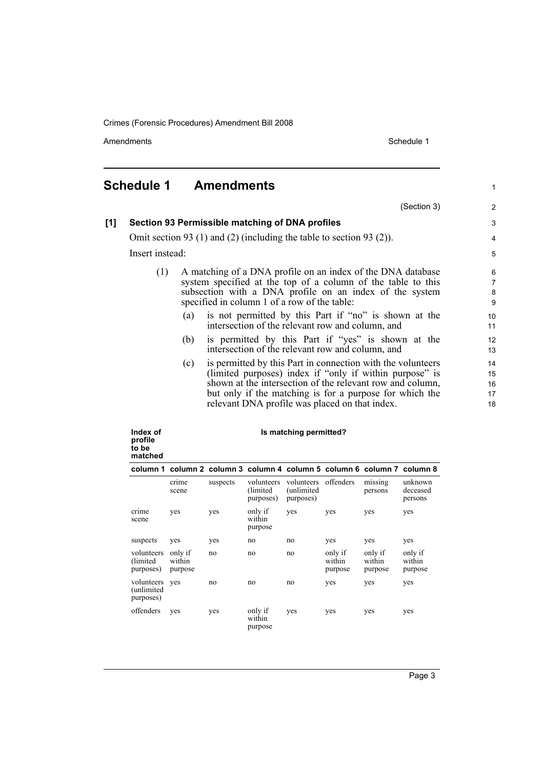## Schedule 1 Amendments

(Section 3)

**[1] Section 93 Permissible matching of DNA profiles**

Omit section 93 (1) and (2) (including the table to section 93 (2)).

Insert instead:

(1) A matching of a DNA profile on an index of the DNA database system specified at the top of a column of the table to this subsection with a DNA profile on an index of the system specified in column 1 of a row of the table:

(a) is not permitted by this Part if "no" is shown at the intersection of the relevant row and column, and

(b) is permitted by this Part if "yes" is shown at the intersection of the relevant row and column, and

(c) is permitted by this Part in connection with the volunteers (limited purposes) index if "only if within purpose" is shown at the intersection of the relevant row and column, but only if the matching is for a purpose for which the relevant DNA profile was placed on that index.

| **Index of profile to be matched** | **Is matching permitted?** | | | | | | |
|---|---|---|---|---|---|---|---|
| **column 1** | **column 2** | **column 3** | **column 4** | **column 5** | **column 6** | **column 7** | **column 8** |
| | crime scene | suspects | volunteers (limited purposes) | volunteers (unlimited purposes) | offenders | missing persons | unknown deceased persons |
| crime scene | yes | yes | only if within purpose | yes | yes | yes | yes |
| suspects | yes | yes | no | no | yes | yes | yes |
| volunteers (limited purposes) | only if within purpose | no | no | no | only if within purpose | only if within purpose | only if within purpose |
| volunteers (unlimited purposes) | yes | no | no | no | yes | yes | yes |
| offenders | yes | yes | only if within purpose | yes | yes | yes | yes |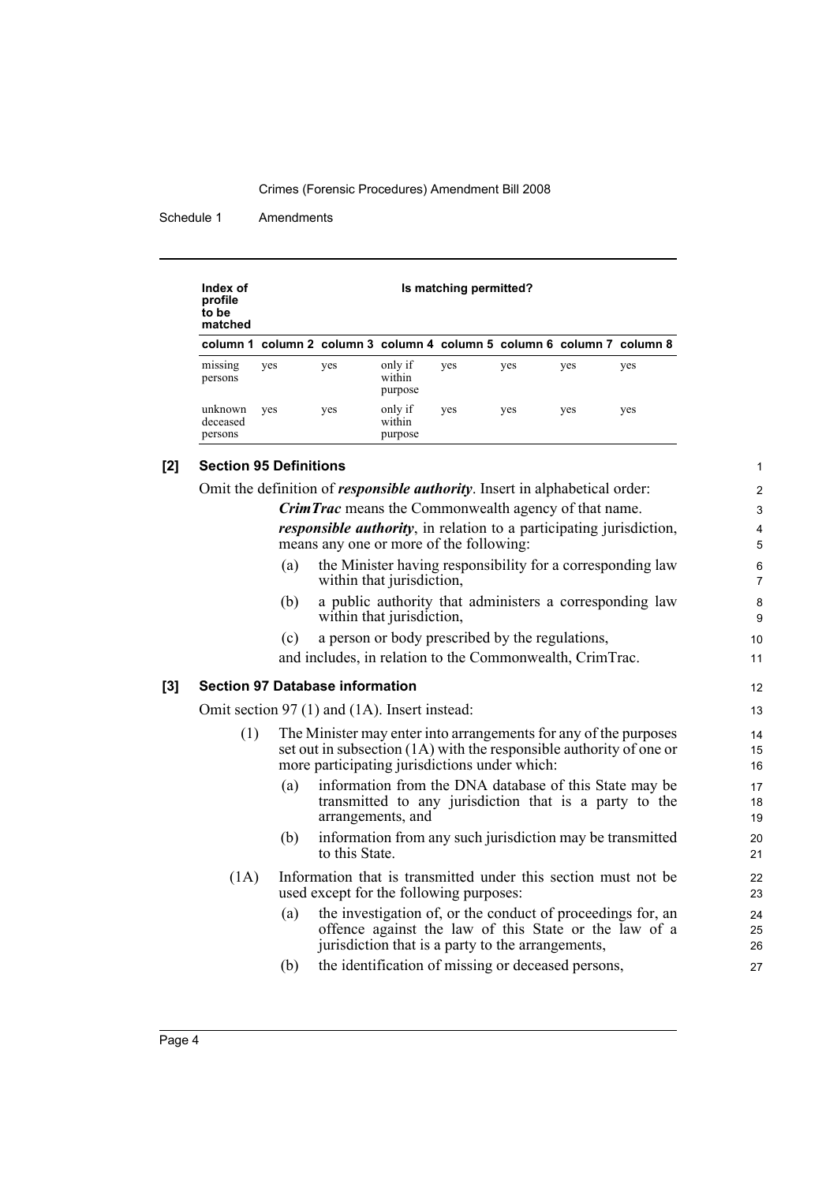| Index of profile to be matched | Is matching permitted? | | | | | | |
|---|---|---|---|---|---|---|---|
| column 1 | column 2 | column 3 | column 4 | column 5 | column 6 | column 7 | column 8 |
| missing persons | yes | yes | only if within purpose | yes | yes | yes | yes |
| unknown deceased persons | yes | yes | only if within purpose | yes | yes | yes | yes |

### [2] Section 95 Definitions

Omit the definition of ***responsible authority***. Insert in alphabetical order:

> ***CrimTrac*** means the Commonwealth agency of that name.
>
> ***responsible authority***, in relation to a participating jurisdiction, means any one or more of the following:
>
> (a) the Minister having responsibility for a corresponding law within that jurisdiction,
>
> (b) a public authority that administers a corresponding law within that jurisdiction,
>
> (c) a person or body prescribed by the regulations,
>
> and includes, in relation to the Commonwealth, CrimTrac.

### [3] Section 97 Database information

Omit section 97 (1) and (1A). Insert instead:

> (1) The Minister may enter into arrangements for any of the purposes set out in subsection (1A) with the responsible authority of one or more participating jurisdictions under which:
>
> (a) information from the DNA database of this State may be transmitted to any jurisdiction that is a party to the arrangements, and
>
> (b) information from any such jurisdiction may be transmitted to this State.
>
> (1A) Information that is transmitted under this section must not be used except for the following purposes:
>
> (a) the investigation of, or the conduct of proceedings for, an offence against the law of this State or the law of a jurisdiction that is a party to the arrangements,
>
> (b) the identification of missing or deceased persons,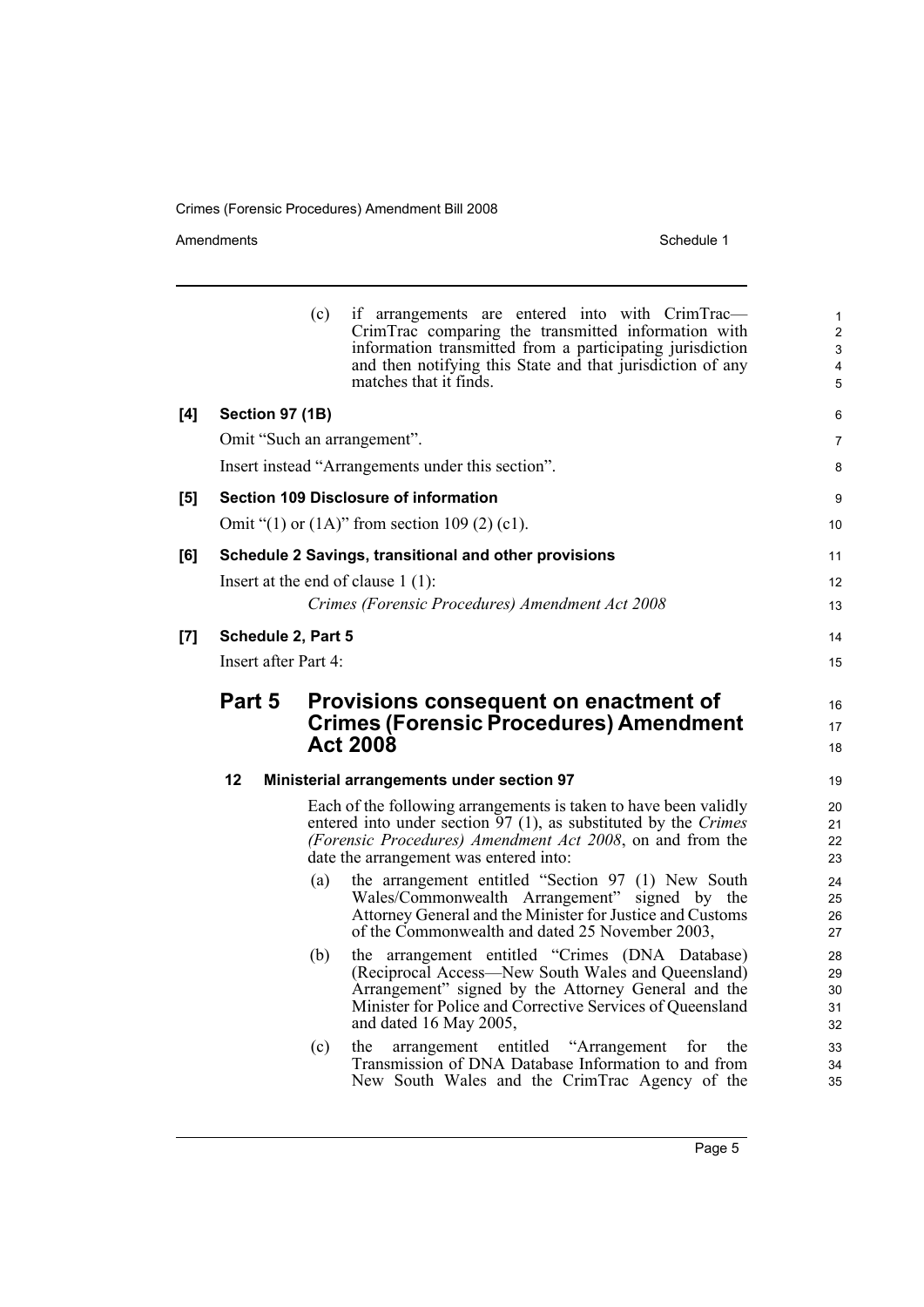(c) if arrangements are entered into with CrimTrac—CrimTrac comparing the transmitted information with information transmitted from a participating jurisdiction and then notifying this State and that jurisdiction of any matches that it finds.

**[4] Section 97 (1B)**

Omit "Such an arrangement".

Insert instead "Arrangements under this section".

**[5] Section 109 Disclosure of information**

Omit "(1) or (1A)" from section 109 (2) (c1).

**[6] Schedule 2 Savings, transitional and other provisions**

Insert at the end of clause 1 (1):

*Crimes (Forensic Procedures) Amendment Act 2008*

**[7] Schedule 2, Part 5**

Insert after Part 4:

## Part 5 Provisions consequent on enactment of Crimes (Forensic Procedures) Amendment Act 2008

### 12 Ministerial arrangements under section 97

Each of the following arrangements is taken to have been validly entered into under section 97 (1), as substituted by the *Crimes (Forensic Procedures) Amendment Act 2008*, on and from the date the arrangement was entered into:

(a) the arrangement entitled "Section 97 (1) New South Wales/Commonwealth Arrangement" signed by the Attorney General and the Minister for Justice and Customs of the Commonwealth and dated 25 November 2003,

(b) the arrangement entitled "Crimes (DNA Database) (Reciprocal Access—New South Wales and Queensland) Arrangement" signed by the Attorney General and the Minister for Police and Corrective Services of Queensland and dated 16 May 2005,

(c) the arrangement entitled "Arrangement for the Transmission of DNA Database Information to and from New South Wales and the CrimTrac Agency of the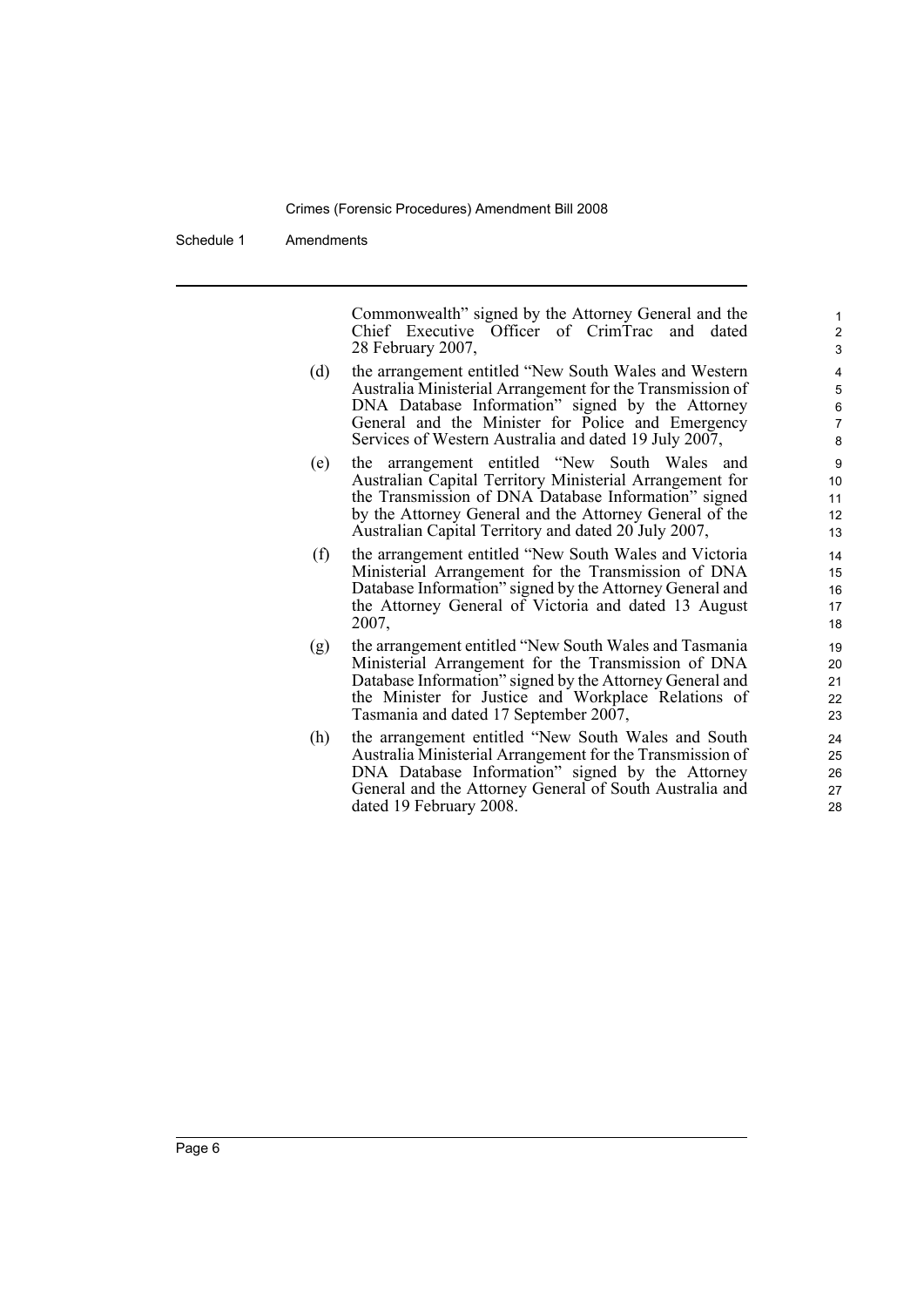Commonwealth" signed by the Attorney General and the Chief Executive Officer of CrimTrac and dated 28 February 2007,

(d) the arrangement entitled "New South Wales and Western Australia Ministerial Arrangement for the Transmission of DNA Database Information" signed by the Attorney General and the Minister for Police and Emergency Services of Western Australia and dated 19 July 2007,

(e) the arrangement entitled "New South Wales and Australian Capital Territory Ministerial Arrangement for the Transmission of DNA Database Information" signed by the Attorney General and the Attorney General of the Australian Capital Territory and dated 20 July 2007,

(f) the arrangement entitled "New South Wales and Victoria Ministerial Arrangement for the Transmission of DNA Database Information" signed by the Attorney General and the Attorney General of Victoria and dated 13 August 2007,

(g) the arrangement entitled "New South Wales and Tasmania Ministerial Arrangement for the Transmission of DNA Database Information" signed by the Attorney General and the Minister for Justice and Workplace Relations of Tasmania and dated 17 September 2007,

(h) the arrangement entitled "New South Wales and South Australia Ministerial Arrangement for the Transmission of DNA Database Information" signed by the Attorney General and the Attorney General of South Australia and dated 19 February 2008.